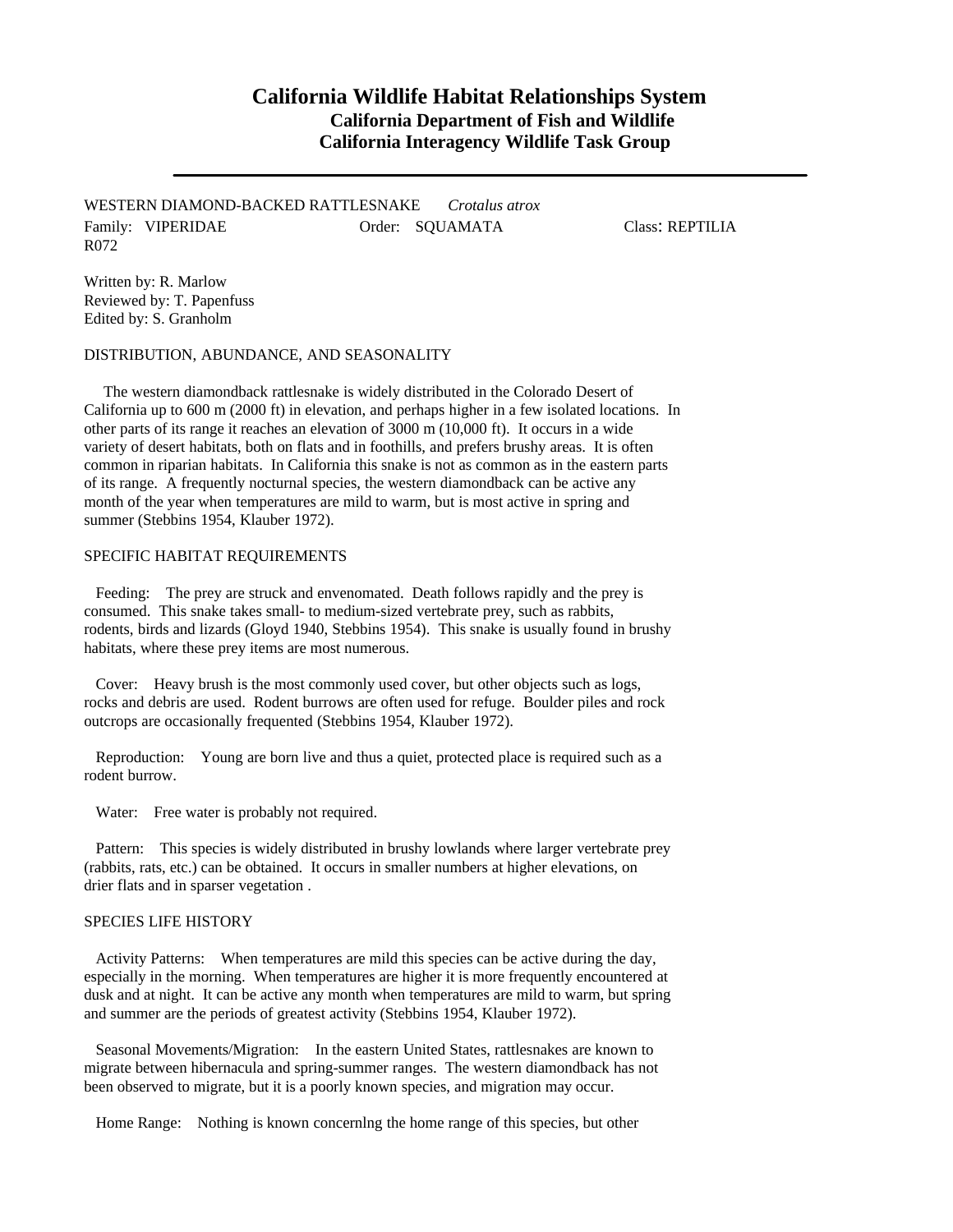# California Wildlife Habitat Relationships System

## California Department of Fish and Wildlife

## California Interagency Wildlife Task Group

---

WESTERN DIAMOND-BACKED RATTLESNAKE *Crotalus atrox*

Family: VIPERIDAE Order: SQUAMATA Class: REPTILIA

R072

Written by: R. Marlow
Reviewed by: T. Papenfuss
Edited by: S. Granholm

### DISTRIBUTION, ABUNDANCE, AND SEASONALITY

The western diamondback rattlesnake is widely distributed in the Colorado Desert of California up to 600 m (2000 ft) in elevation, and perhaps higher in a few isolated locations. In other parts of its range it reaches an elevation of 3000 m (10,000 ft). It occurs in a wide variety of desert habitats, both on flats and in foothills, and prefers brushy areas. It is often common in riparian habitats. In California this snake is not as common as in the eastern parts of its range. A frequently nocturnal species, the western diamondback can be active any month of the year when temperatures are mild to warm, but is most active in spring and summer (Stebbins 1954, Klauber 1972).

### SPECIFIC HABITAT REQUIREMENTS

Feeding: The prey are struck and envenomated. Death follows rapidly and the prey is consumed. This snake takes small- to medium-sized vertebrate prey, such as rabbits, rodents, birds and lizards (Gloyd 1940, Stebbins 1954). This snake is usually found in brushy habitats, where these prey items are most numerous.

Cover: Heavy brush is the most commonly used cover, but other objects such as logs, rocks and debris are used. Rodent burrows are often used for refuge. Boulder piles and rock outcrops are occasionally frequented (Stebbins 1954, Klauber 1972).

Reproduction: Young are born live and thus a quiet, protected place is required such as a rodent burrow.

Water: Free water is probably not required.

Pattern: This species is widely distributed in brushy lowlands where larger vertebrate prey (rabbits, rats, etc.) can be obtained. It occurs in smaller numbers at higher elevations, on drier flats and in sparser vegetation .

### SPECIES LIFE HISTORY

Activity Patterns: When temperatures are mild this species can be active during the day, especially in the morning. When temperatures are higher it is more frequently encountered at dusk and at night. It can be active any month when temperatures are mild to warm, but spring and summer are the periods of greatest activity (Stebbins 1954, Klauber 1972).

Seasonal Movements/Migration: In the eastern United States, rattlesnakes are known to migrate between hibernacula and spring-summer ranges. The western diamondback has not been observed to migrate, but it is a poorly known species, and migration may occur.

Home Range: Nothing is known concernlng the home range of this species, but other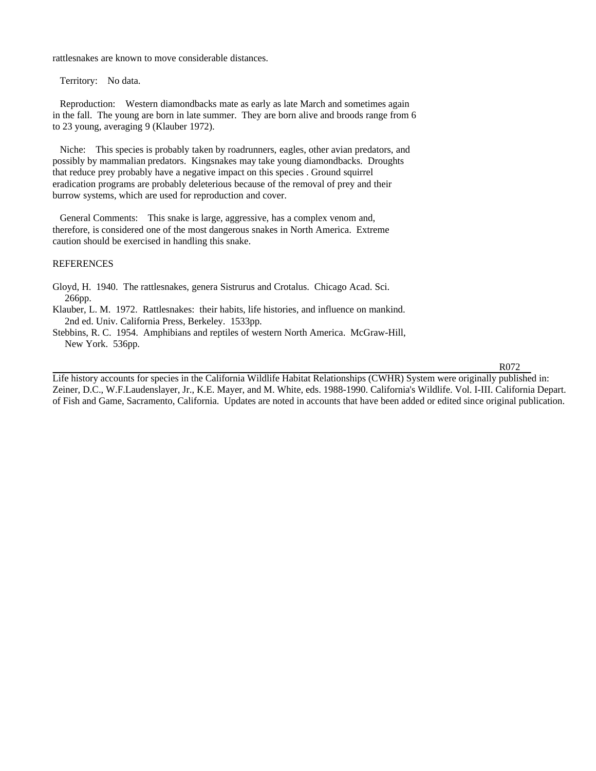rattlesnakes are known to move considerable distances.

Territory: No data.

Reproduction: Western diamondbacks mate as early as late March and sometimes again in the fall. The young are born in late summer. They are born alive and broods range from 6 to 23 young, averaging 9 (Klauber 1972).

Niche: This species is probably taken by roadrunners, eagles, other avian predators, and possibly by mammalian predators. Kingsnakes may take young diamondbacks. Droughts that reduce prey probably have a negative impact on this species . Ground squirrel eradication programs are probably deleterious because of the removal of prey and their burrow systems, which are used for reproduction and cover.

General Comments: This snake is large, aggressive, has a complex venom and, therefore, is considered one of the most dangerous snakes in North America. Extreme caution should be exercised in handling this snake.

REFERENCES

Gloyd, H. 1940. The rattlesnakes, genera Sistrurus and Crotalus. Chicago Acad. Sci. 266pp.

Klauber, L. M. 1972. Rattlesnakes: their habits, life histories, and influence on mankind. 2nd ed. Univ. California Press, Berkeley. 1533pp.

Stebbins, R. C. 1954. Amphibians and reptiles of western North America. McGraw-Hill, New York. 536pp.

R072

Life history accounts for species in the California Wildlife Habitat Relationships (CWHR) System were originally published in: Zeiner, D.C., W.F.Laudenslayer, Jr., K.E. Mayer, and M. White, eds. 1988-1990. California's Wildlife. Vol. I-III. California Depart. of Fish and Game, Sacramento, California. Updates are noted in accounts that have been added or edited since original publication.